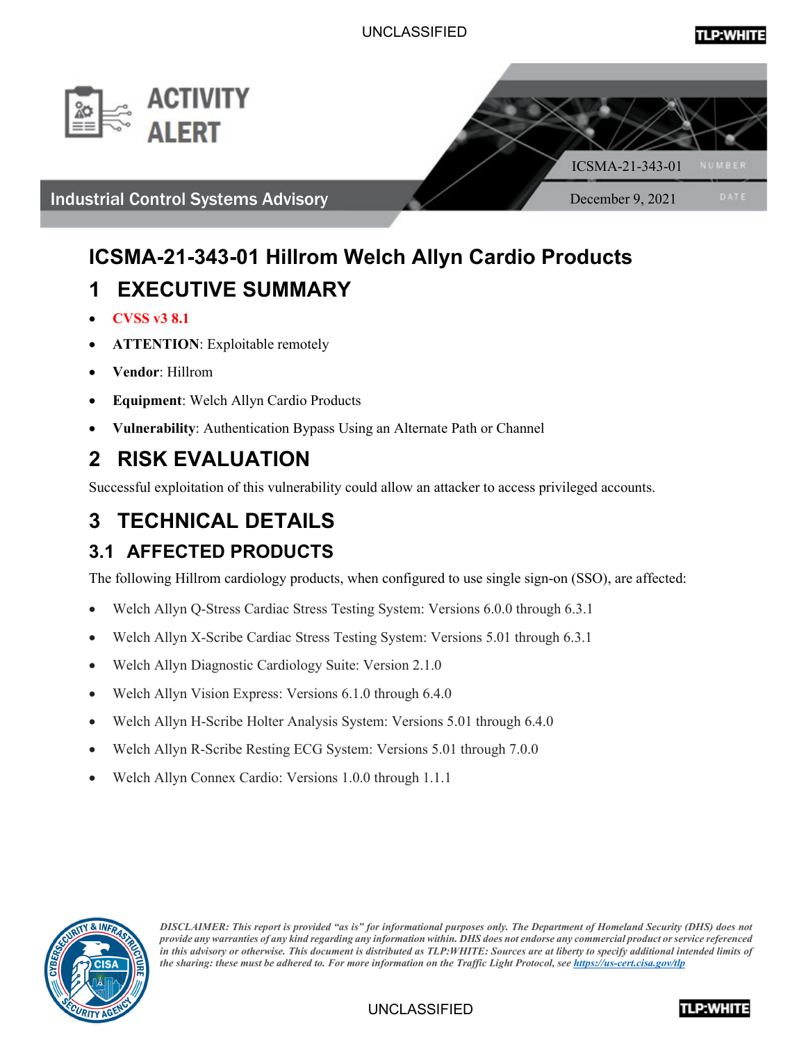UNCLASSIFIED

TLP:WHITE

ACTIVITY ALERT

Industrial Control Systems Advisory

ICSMA-21-343-01 NUMBER

December 9, 2021 DATE

# ICSMA-21-343-01 Hillrom Welch Allyn Cardio Products

## 1 EXECUTIVE SUMMARY

- **CVSS v3 8.1**
- **ATTENTION**: Exploitable remotely
- **Vendor**: Hillrom
- **Equipment**: Welch Allyn Cardio Products
- **Vulnerability**: Authentication Bypass Using an Alternate Path or Channel

## 2 RISK EVALUATION

Successful exploitation of this vulnerability could allow an attacker to access privileged accounts.

## 3 TECHNICAL DETAILS

### 3.1 AFFECTED PRODUCTS

The following Hillrom cardiology products, when configured to use single sign-on (SSO), are affected:

- Welch Allyn Q-Stress Cardiac Stress Testing System: Versions 6.0.0 through 6.3.1
- Welch Allyn X-Scribe Cardiac Stress Testing System: Versions 5.01 through 6.3.1
- Welch Allyn Diagnostic Cardiology Suite: Version 2.1.0
- Welch Allyn Vision Express: Versions 6.1.0 through 6.4.0
- Welch Allyn H-Scribe Holter Analysis System: Versions 5.01 through 6.4.0
- Welch Allyn R-Scribe Resting ECG System: Versions 5.01 through 7.0.0
- Welch Allyn Connex Cardio: Versions 1.0.0 through 1.1.1

*DISCLAIMER: This report is provided "as is" for informational purposes only. The Department of Homeland Security (DHS) does not provide any warranties of any kind regarding any information within. DHS does not endorse any commercial product or service referenced in this advisory or otherwise. This document is distributed as TLP:WHITE: Sources are at liberty to specify additional intended limits of the sharing: these must be adhered to. For more information on the Traffic Light Protocol, see https://us-cert.cisa.gov/tlp*

UNCLASSIFIED

TLP:WHITE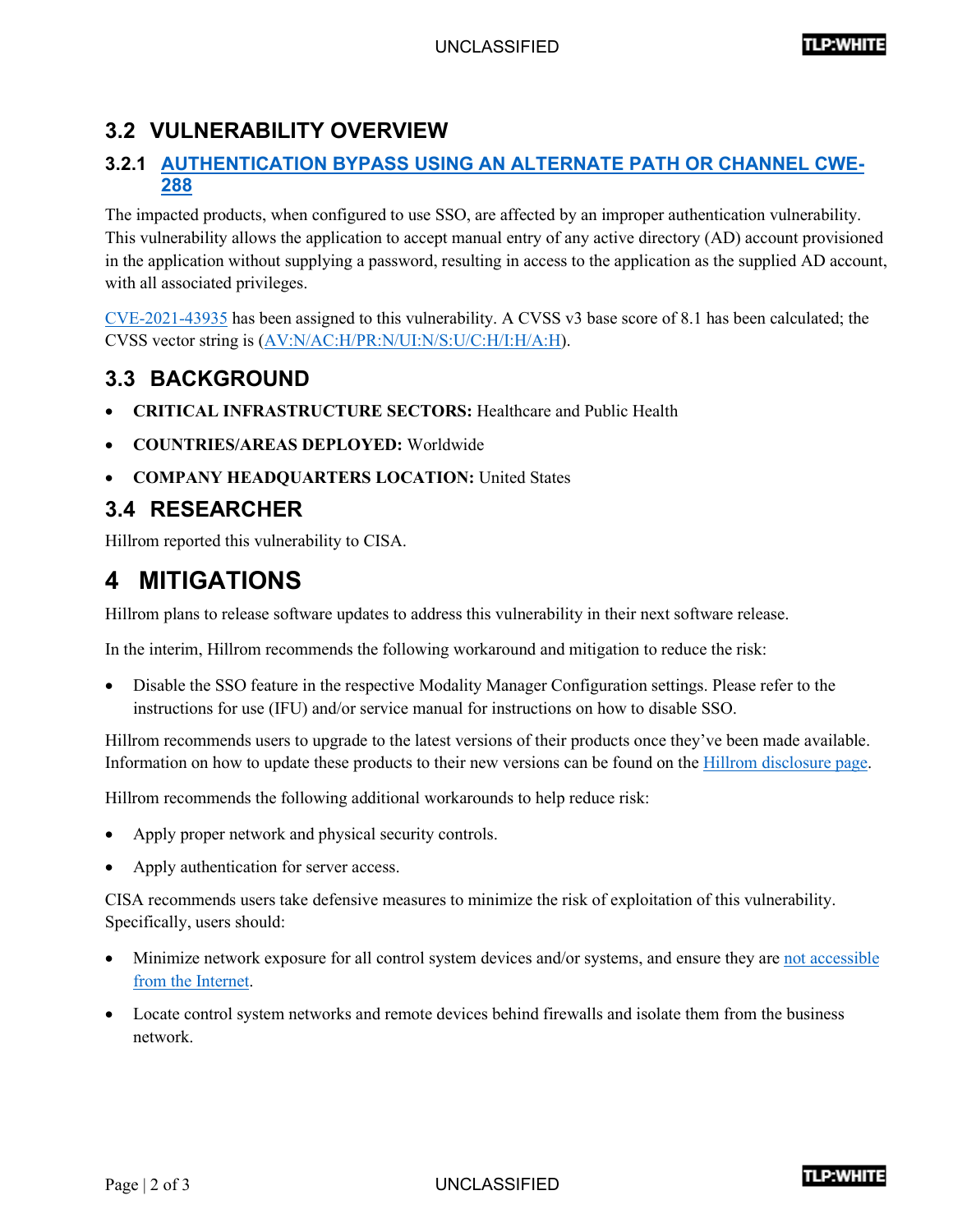## 3.2 VULNERABILITY OVERVIEW

### 3.2.1 AUTHENTICATION BYPASS USING AN ALTERNATE PATH OR CHANNEL CWE-288

The impacted products, when configured to use SSO, are affected by an improper authentication vulnerability. This vulnerability allows the application to accept manual entry of any active directory (AD) account provisioned in the application without supplying a password, resulting in access to the application as the supplied AD account, with all associated privileges.

CVE-2021-43935 has been assigned to this vulnerability. A CVSS v3 base score of 8.1 has been calculated; the CVSS vector string is (AV:N/AC:H/PR:N/UI:N/S:U/C:H/I:H/A:H).

## 3.3 BACKGROUND

- **CRITICAL INFRASTRUCTURE SECTORS:** Healthcare and Public Health
- **COUNTRIES/AREAS DEPLOYED:** Worldwide
- **COMPANY HEADQUARTERS LOCATION:** United States

## 3.4 RESEARCHER

Hillrom reported this vulnerability to CISA.

# 4 MITIGATIONS

Hillrom plans to release software updates to address this vulnerability in their next software release.

In the interim, Hillrom recommends the following workaround and mitigation to reduce the risk:

- Disable the SSO feature in the respective Modality Manager Configuration settings. Please refer to the instructions for use (IFU) and/or service manual for instructions on how to disable SSO.

Hillrom recommends users to upgrade to the latest versions of their products once they've been made available. Information on how to update these products to their new versions can be found on the Hillrom disclosure page.

Hillrom recommends the following additional workarounds to help reduce risk:

- Apply proper network and physical security controls.
- Apply authentication for server access.

CISA recommends users take defensive measures to minimize the risk of exploitation of this vulnerability. Specifically, users should:

- Minimize network exposure for all control system devices and/or systems, and ensure they are not accessible from the Internet.
- Locate control system networks and remote devices behind firewalls and isolate them from the business network.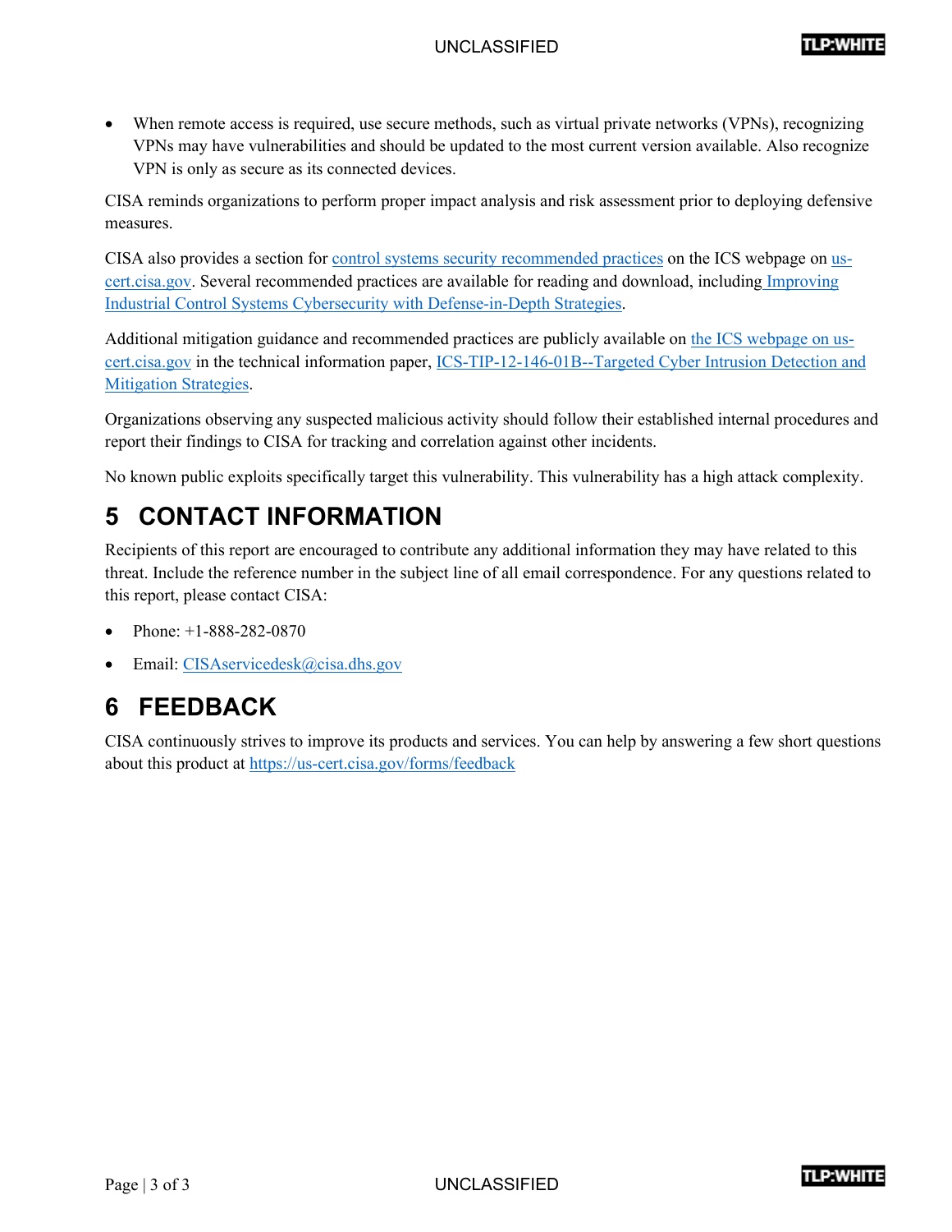- When remote access is required, use secure methods, such as virtual private networks (VPNs), recognizing VPNs may have vulnerabilities and should be updated to the most current version available. Also recognize VPN is only as secure as its connected devices.

CISA reminds organizations to perform proper impact analysis and risk assessment prior to deploying defensive measures.

CISA also provides a section for control systems security recommended practices on the ICS webpage on us-cert.cisa.gov. Several recommended practices are available for reading and download, including Improving Industrial Control Systems Cybersecurity with Defense-in-Depth Strategies.

Additional mitigation guidance and recommended practices are publicly available on the ICS webpage on us-cert.cisa.gov in the technical information paper, ICS-TIP-12-146-01B--Targeted Cyber Intrusion Detection and Mitigation Strategies.

Organizations observing any suspected malicious activity should follow their established internal procedures and report their findings to CISA for tracking and correlation against other incidents.

No known public exploits specifically target this vulnerability. This vulnerability has a high attack complexity.

# 5 CONTACT INFORMATION

Recipients of this report are encouraged to contribute any additional information they may have related to this threat. Include the reference number in the subject line of all email correspondence. For any questions related to this report, please contact CISA:

- Phone: +1-888-282-0870
- Email: CISAservicedesk@cisa.dhs.gov

# 6 FEEDBACK

CISA continuously strives to improve its products and services. You can help by answering a few short questions about this product at https://us-cert.cisa.gov/forms/feedback